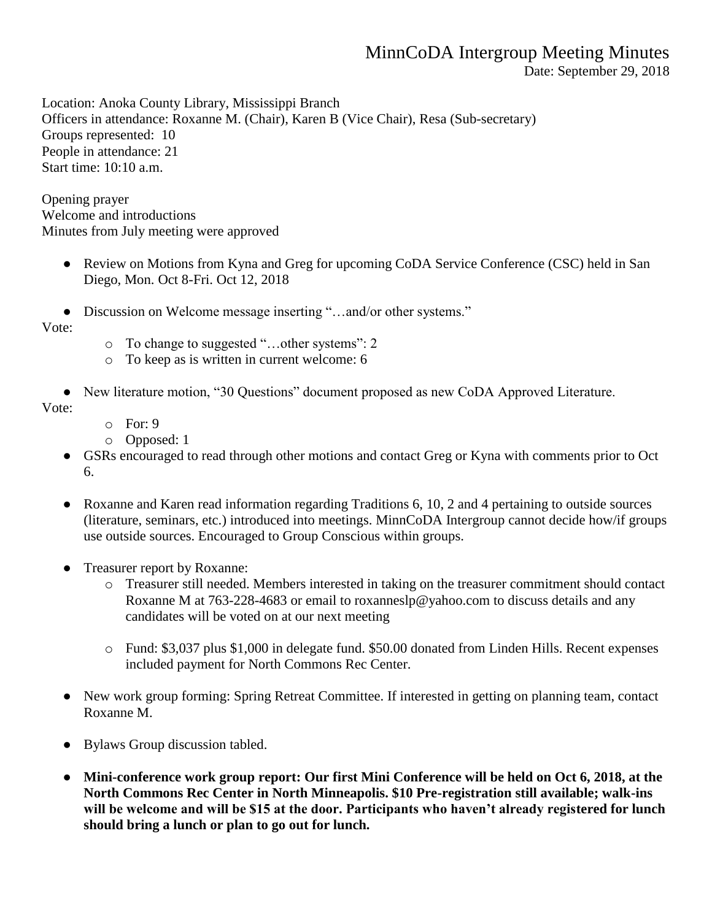# MinnCoDA Intergroup Meeting Minutes

Date: September 29, 2018

Location: Anoka County Library, Mississippi Branch
Officers in attendance: Roxanne M. (Chair), Karen B (Vice Chair), Resa (Sub-secretary)
Groups represented: 10
People in attendance: 21
Start time: 10:10 a.m.

Opening prayer
Welcome and introductions
Minutes from July meeting were approved

- Review on Motions from Kyna and Greg for upcoming CoDA Service Conference (CSC) held in San Diego, Mon. Oct 8-Fri. Oct 12, 2018

- Discussion on Welcome message inserting "…and/or other systems."

Vote:

  - To change to suggested "…other systems": 2
  - To keep as is written in current welcome: 6

- New literature motion, "30 Questions" document proposed as new CoDA Approved Literature.

Vote:

  - For: 9
  - Opposed: 1

- GSRs encouraged to read through other motions and contact Greg or Kyna with comments prior to Oct 6.

- Roxanne and Karen read information regarding Traditions 6, 10, 2 and 4 pertaining to outside sources (literature, seminars, etc.) introduced into meetings. MinnCoDA Intergroup cannot decide how/if groups use outside sources. Encouraged to Group Conscious within groups.

- Treasurer report by Roxanne:
  - Treasurer still needed. Members interested in taking on the treasurer commitment should contact Roxanne M at 763-228-4683 or email to roxanneslp@yahoo.com to discuss details and any candidates will be voted on at our next meeting
  - Fund: $3,037 plus $1,000 in delegate fund. $50.00 donated from Linden Hills. Recent expenses included payment for North Commons Rec Center.

- New work group forming: Spring Retreat Committee. If interested in getting on planning team, contact Roxanne M.

- Bylaws Group discussion tabled.

- **Mini-conference work group report: Our first Mini Conference will be held on Oct 6, 2018, at the North Commons Rec Center in North Minneapolis. $10 Pre-registration still available; walk-ins will be welcome and will be $15 at the door. Participants who haven't already registered for lunch should bring a lunch or plan to go out for lunch.**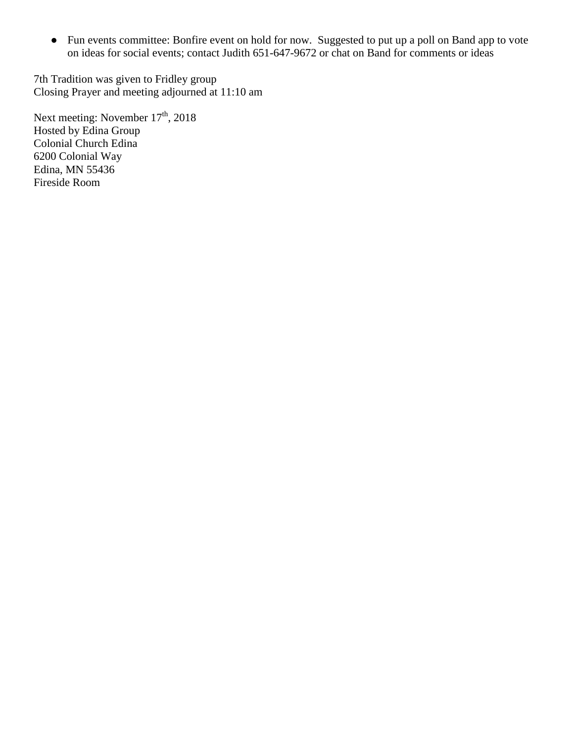- Fun events committee: Bonfire event on hold for now. Suggested to put up a poll on Band app to vote on ideas for social events; contact Judith 651-647-9672 or chat on Band for comments or ideas

7th Tradition was given to Fridley group
Closing Prayer and meeting adjourned at 11:10 am

Next meeting: November 17th, 2018
Hosted by Edina Group
Colonial Church Edina
6200 Colonial Way
Edina, MN 55436
Fireside Room